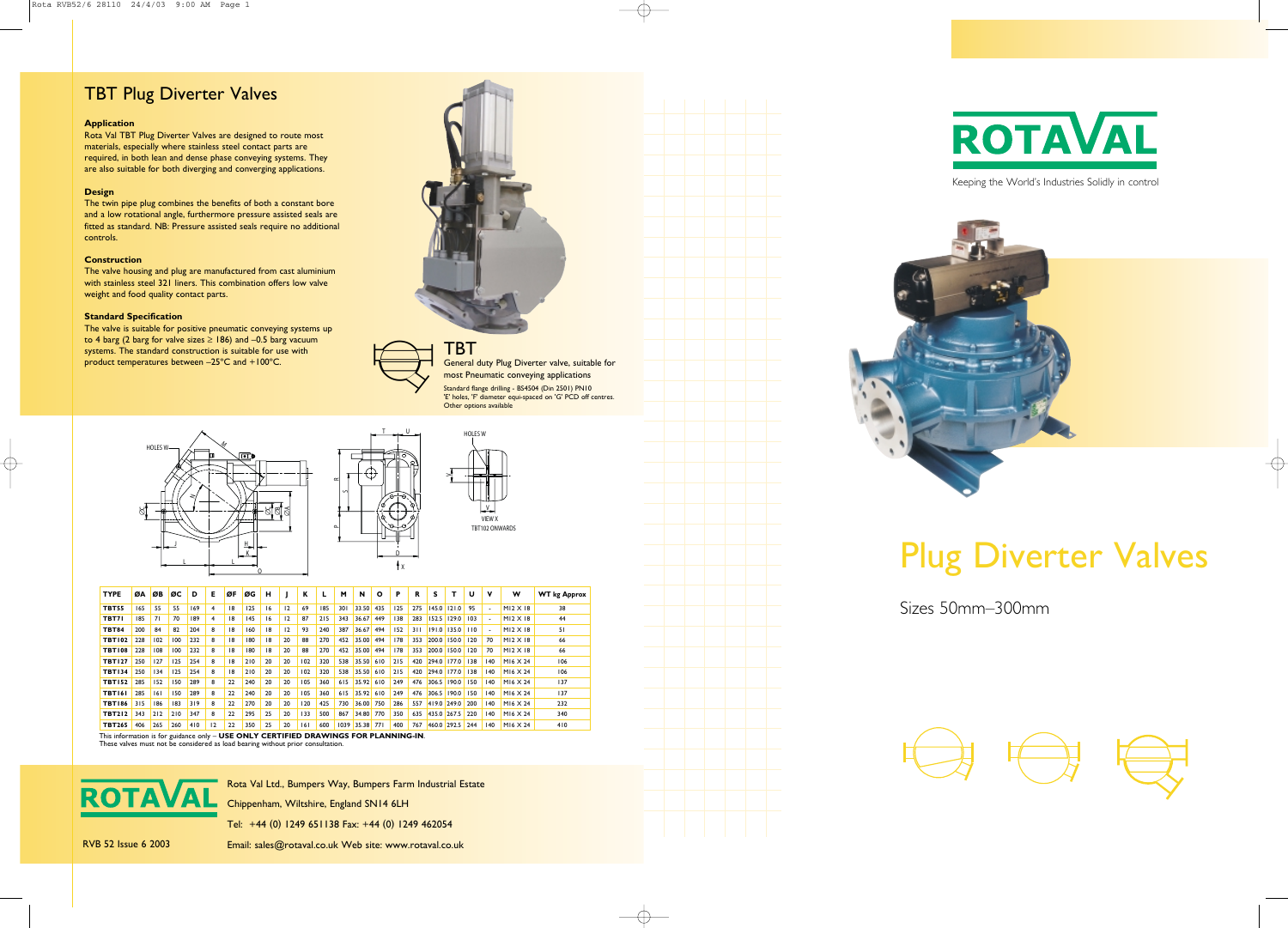# TBT Plug Diverter Valves

### Application

Rota Val TBT Plug Diverter Valves are designed to route most materials, especially where stainless steel contact parts are required, in both lean and dense phase conveying systems. They are also suitable for both diverging and converging applications.

### Design

The twin pipe plug combines the benefits of both a constant bore and a low rotational angle, furthermore pressure assisted seals are fitted as standard. NB: Pressure assisted seals require no additional controls.

### Construction

The valve housing and plug are manufactured from cast aluminium with stainless steel 321 liners. This combination offers low valve weight and food quality contact parts.

### Standard Specification

The valve is suitable for positive pneumatic conveying systems up to 4 barg (2 barg for valve sizes ≥ 186) and –0.5 barg vacuum systems. The standard construction is suitable for use with product temperatures between –25°C and +100°C.

## TBT

General duty Plug Diverter valve, suitable for most Pneumatic conveying applications

Standard flange drilling - BS4504 (Din 2501) PN10
'E' holes, 'F' diameter equi-spaced on 'G' PCD off centres.
Other options available

VIEW X
TBT102 ONWARDS

| TYPE | ØA | ØB | ØC | D | E | ØF | ØG | H | J | K | L | M | N | O | P | R | S | T | U | V | W | WT kg Approx |
|---|---|---|---|---|---|---|---|---|---|---|---|---|---|---|---|---|---|---|---|---|---|---|
| **TBT55** | 165 | 55 | 55 | 169 | 4 | 18 | 125 | 16 | 12 | 69 | 185 | 301 | 33.50 | 435 | 125 | 275 | 145.0 | 121.0 | 95 | - | M12 X 18 | 38 |
| **TBT71** | 185 | 71 | 70 | 189 | 4 | 18 | 145 | 16 | 12 | 87 | 215 | 343 | 36.67 | 449 | 138 | 283 | 152.5 | 129.0 | 103 | - | M12 X 18 | 44 |
| **TBT84** | 200 | 84 | 82 | 204 | 8 | 18 | 160 | 18 | 12 | 93 | 240 | 387 | 36.67 | 494 | 152 | 311 | 191.0 | 135.0 | 110 | - | M12 X 18 | 51 |
| **TBT102** | 228 | 102 | 100 | 232 | 8 | 18 | 180 | 18 | 20 | 88 | 270 | 452 | 35.00 | 494 | 178 | 353 | 200.0 | 150.0 | 120 | 70 | M12 X 18 | 66 |
| **TBT108** | 228 | 108 | 100 | 232 | 8 | 18 | 180 | 18 | 20 | 88 | 270 | 452 | 35.00 | 494 | 178 | 353 | 200.0 | 150.0 | 120 | 70 | M12 X 18 | 66 |
| **TBT127** | 250 | 127 | 125 | 254 | 8 | 18 | 210 | 20 | 20 | 102 | 320 | 538 | 35.50 | 610 | 215 | 420 | 294.0 | 177.0 | 138 | 140 | M16 X 24 | 106 |
| **TBT134** | 250 | 134 | 125 | 254 | 8 | 18 | 210 | 20 | 20 | 102 | 320 | 538 | 35.50 | 610 | 215 | 420 | 294.0 | 177.0 | 138 | 140 | M16 X 24 | 106 |
| **TBT152** | 285 | 152 | 150 | 289 | 8 | 22 | 240 | 20 | 20 | 105 | 360 | 615 | 35.92 | 610 | 249 | 476 | 306.5 | 190.0 | 150 | 140 | M16 X 24 | 137 |
| **TBT161** | 285 | 161 | 150 | 289 | 8 | 22 | 240 | 20 | 20 | 105 | 360 | 615 | 35.92 | 610 | 249 | 476 | 306.5 | 190.0 | 150 | 140 | M16 X 24 | 137 |
| **TBT186** | 315 | 186 | 183 | 319 | 8 | 22 | 270 | 20 | 20 | 120 | 425 | 730 | 36.00 | 750 | 286 | 557 | 419.0 | 249.0 | 200 | 140 | M16 X 24 | 232 |
| **TBT212** | 343 | 212 | 210 | 347 | 8 | 22 | 295 | 25 | 20 | 133 | 500 | 867 | 34.80 | 770 | 350 | 635 | 435.0 | 267.5 | 220 | 140 | M16 X 24 | 340 |
| **TBT265** | 406 | 265 | 260 | 410 | 12 | 22 | 350 | 25 | 20 | 161 | 600 | 1039 | 35.38 | 771 | 400 | 767 | 460.0 | 292.5 | 244 | 140 | M16 X 24 | 410 |

This information is for guidance only – **USE ONLY CERTIFIED DRAWINGS FOR PLANNING-IN**.
These valves must not be considered as load bearing without prior consultation.

**ROTAVAL**

RVB 52 Issue 6 2003

Rota Val Ltd., Bumpers Way, Bumpers Farm Industrial Estate
Chippenham, Wiltshire, England SN14 6LH
Tel: +44 (0) 1249 651138 Fax: +44 (0) 1249 462054
Email: sales@rotaval.co.uk Web site: www.rotaval.co.uk

**ROTAVAL**

Keeping the World's Industries Solidly in control

# Plug Diverter Valves

Sizes 50mm–300mm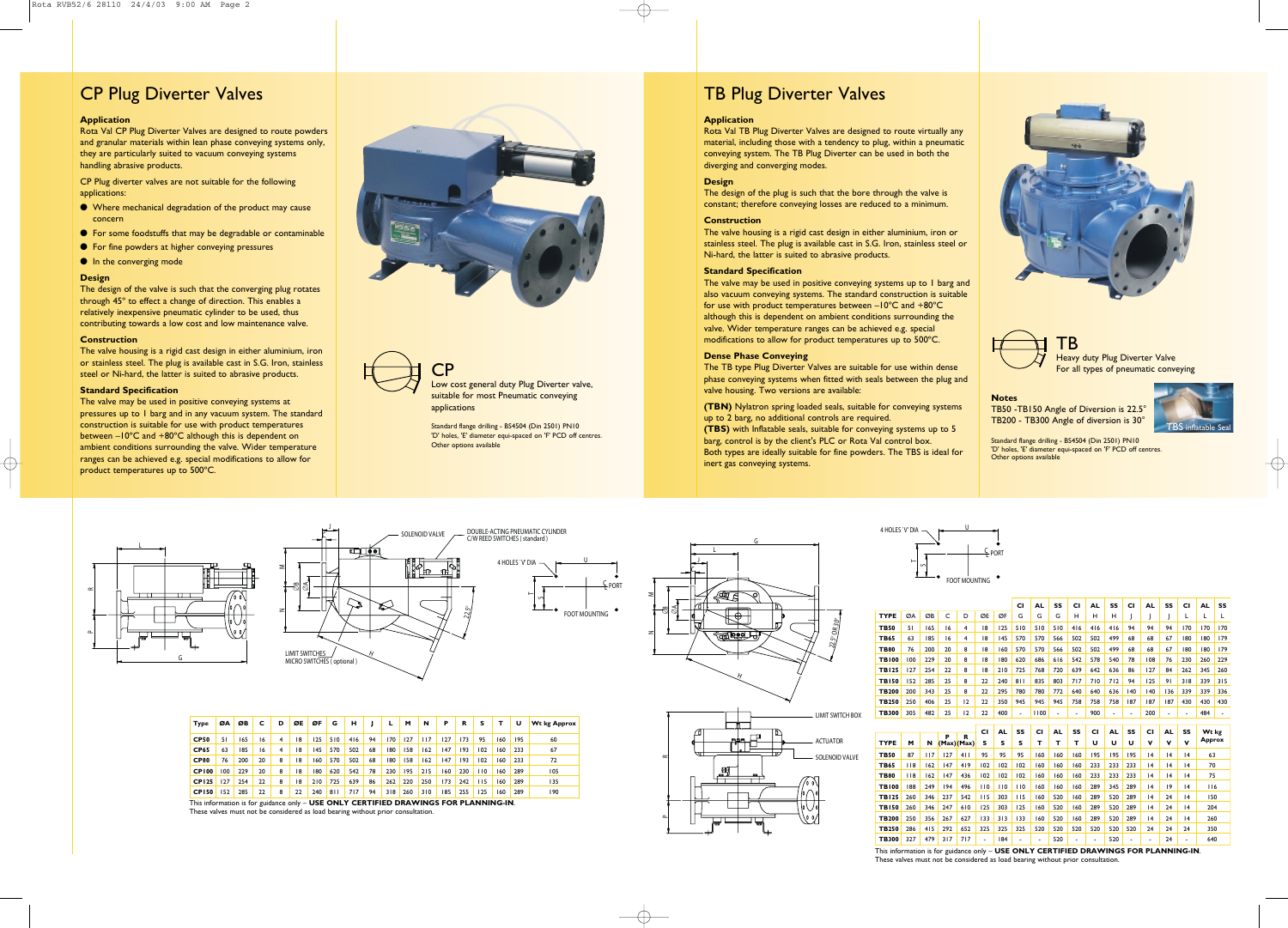# CP Plug Diverter Valves

### Application

Rota Val CP Plug Diverter Valves are designed to route powders and granular materials within lean phase conveying systems only, they are particularly suited to vacuum conveying systems handling abrasive products.

CP Plug diverter valves are not suitable for the following applications:

- Where mechanical degradation of the product may cause concern
- For some foodstuffs that may be degradable or contaminable
- For fine powders at higher conveying pressures
- In the converging mode

### Design

The design of the valve is such that the converging plug rotates through 45° to effect a change of direction. This enables a relatively inexpensive pneumatic cylinder to be used, thus contributing towards a low cost and low maintenance valve.

### Construction

The valve housing is a rigid cast design in either aluminium, iron or stainless steel. The plug is available cast in S.G. Iron, stainless steel or Ni-hard, the latter is suited to abrasive products.

### Standard Specification

The valve may be used in positive conveying systems at pressures up to 1 barg and in any vacuum system. The standard construction is suitable for use with product temperatures between –10°C and +80°C although this is dependent on ambient conditions surrounding the valve. Wider temperature ranges can be achieved e.g. special modifications to allow for product temperatures up to 500°C.

## CP

Low cost general duty Plug Diverter valve, suitable for most Pneumatic conveying applications

Standard flange drilling - BS4504 (Din 2501) PN10
'D' holes, 'E' diameter equi-spaced on 'F' PCD off centres.
Other options available

L
G
R
P
J
M
ØB
N
SOLENOID VALVE
DOUBLE-ACTING PNEUMATIC CYLINDER C/W REED SWITCHES ( standard )
LIMIT SWITCHES MICRO SWITCHES ( optional )
H
22.5°
4 HOLES 'V' DIA
U
℄ PORT
T
S
FOOT MOUNTING

| Type | ØA | ØB | C | D | ØE | ØF | G | H | J | L | M | N | P | R | S | T | U | Wt kg Approx |
|---|---|---|---|---|---|---|---|---|---|---|---|---|---|---|---|---|---|---|
| CP50 | 51 | 165 | 16 | 4 | 18 | 125 | 510 | 416 | 94 | 170 | 127 | 117 | 127 | 173 | 95 | 160 | 195 | 60 |
| CP65 | 63 | 185 | 16 | 4 | 18 | 145 | 570 | 502 | 68 | 180 | 158 | 162 | 147 | 193 | 102 | 160 | 233 | 67 |
| CP80 | 76 | 200 | 20 | 8 | 18 | 160 | 570 | 502 | 68 | 180 | 158 | 162 | 147 | 193 | 102 | 160 | 233 | 72 |
| CP100 | 100 | 229 | 20 | 8 | 18 | 180 | 620 | 542 | 78 | 230 | 195 | 215 | 160 | 230 | 110 | 160 | 289 | 105 |
| CP125 | 127 | 254 | 22 | 8 | 18 | 210 | 725 | 639 | 86 | 262 | 220 | 250 | 173 | 242 | 115 | 160 | 289 | 135 |
| CP150 | 152 | 285 | 22 | 8 | 22 | 240 | 811 | 717 | 94 | 318 | 260 | 310 | 185 | 255 | 125 | 160 | 289 | 190 |

This information is for guidance only – **USE ONLY CERTIFIED DRAWINGS FOR PLANNING-IN.**
These valves must not be considered as load bearing without prior consultation.

# TB Plug Diverter Valves

### Application

Rota Val TB Plug Diverter Valves are designed to route virtually any material, including those with a tendency to plug, within a pneumatic conveying system. The TB Plug Diverter can be used in both the diverging and converging modes.

### Design

The design of the plug is such that the bore through the valve is constant; therefore conveying losses are reduced to a minimum.

### Construction

The valve housing is a rigid cast design in either aluminium, iron or stainless steel. The plug is available cast in S.G. Iron, stainless steel or Ni-hard, the latter is suited to abrasive products.

### Standard Specification

The valve may be used in positive conveying systems up to 1 barg and also vacuum conveying systems. The standard construction is suitable for use with product temperatures between –10°C and +80°C although this is dependent on ambient conditions surrounding the valve. Wider temperature ranges can be achieved e.g. special modifications to allow for product temperatures up to 500°C.

### Dense Phase Conveying

The TB type Plug Diverter Valves are suitable for use within dense phase conveying systems when fitted with seals between the plug and valve housing. Two versions are available:

**(TBN)** Nylatron spring loaded seals, suitable for conveying systems up to 2 barg, no additional controls are required.
**(TBS)** with Inflatable seals, suitable for conveying systems up to 5 barg, control is by the client's PLC or Rota Val control box.
Both types are ideally suited for fine powders. The TBS is ideal for inert gas conveying systems.

## TB

Heavy duty Plug Diverter Valve
For all types of pneumatic conveying

### Notes

TB50 -TB150 Angle of Diversion is 22.5°
TB200 - TB300 Angle of diversion is 30°

TBS inflatable Seal

Standard flange drilling - BS4504 (Din 2501) PN10
'D' holes, 'E' diameter equi-spaced on 'F' PCD off centres.
Other options available

G
L
C
J
M
ØB
ØA
N
H
22.5° OR 30°
LIMIT SWITCH BOX
ACTUATOR
SOLENOID VALVE
R
P
4 HOLES 'V' DIA
U
℄ PORT
T
S
FOOT MOUNTING

| TYPE | ØA | ØB | C | D | ØE | ØF | CI G | AL G | SS G | CI H | AL H | SS H | CI J | AL J | SS J | CI L | AL L | SS L |
|---|---|---|---|---|---|---|---|---|---|---|---|---|---|---|---|---|---|---|
| TB50 | 51 | 165 | 16 | 4 | 18 | 125 | 510 | 510 | 510 | 416 | 416 | 416 | 94 | 94 | 94 | 170 | 170 | 170 |
| TB65 | 63 | 185 | 16 | 4 | 18 | 145 | 570 | 570 | 566 | 502 | 502 | 499 | 68 | 68 | 67 | 180 | 180 | 179 |
| TB80 | 76 | 200 | 20 | 8 | 18 | 160 | 570 | 570 | 566 | 502 | 502 | 499 | 68 | 68 | 67 | 180 | 180 | 179 |
| TB100 | 100 | 229 | 20 | 8 | 18 | 180 | 620 | 686 | 616 | 542 | 578 | 540 | 78 | 108 | 76 | 230 | 260 | 229 |
| TB125 | 127 | 254 | 22 | 8 | 18 | 210 | 725 | 768 | 720 | 639 | 642 | 636 | 86 | 127 | 84 | 262 | 345 | 260 |
| TB150 | 152 | 285 | 25 | 8 | 22 | 240 | 811 | 835 | 803 | 717 | 710 | 712 | 94 | 125 | 91 | 318 | 339 | 315 |
| TB200 | 200 | 343 | 25 | 8 | 22 | 295 | 780 | 780 | 772 | 640 | 640 | 636 | 140 | 140 | 136 | 339 | 339 | 336 |
| TB250 | 250 | 406 | 25 | 12 | 22 | 350 | 945 | 945 | 945 | 758 | 758 | 758 | 187 | 187 | 187 | 430 | 430 | 430 |
| TB300 | 305 | 482 | 25 | 12 | 22 | 400 | - | 1100 | - | - | 900 | - | - | 200 | - | - | 484 | - |

| TYPE | M | N | P (Max) | R (Max) | CI S | AL S | SS S | CI T | AL T | SS T | CI U | AL U | SS U | CI V | AL V | SS V | Wt kg Approx |
|---|---|---|---|---|---|---|---|---|---|---|---|---|---|---|---|---|---|
| TB50 | 87 | 117 | 127 | 411 | 95 | 95 | 95 | 160 | 160 | 160 | 195 | 195 | 195 | 14 | 14 | 14 | 63 |
| TB65 | 118 | 162 | 147 | 419 | 102 | 102 | 102 | 160 | 160 | 160 | 233 | 233 | 233 | 14 | 14 | 14 | 70 |
| TB80 | 118 | 162 | 147 | 436 | 102 | 102 | 102 | 160 | 160 | 160 | 233 | 233 | 233 | 14 | 14 | 14 | 75 |
| TB100 | 188 | 249 | 194 | 496 | 110 | 110 | 110 | 160 | 160 | 160 | 289 | 345 | 289 | 14 | 19 | 14 | 116 |
| TB125 | 260 | 346 | 237 | 542 | 115 | 303 | 115 | 160 | 520 | 160 | 289 | 520 | 289 | 14 | 24 | 14 | 150 |
| TB150 | 260 | 346 | 247 | 610 | 125 | 303 | 125 | 160 | 520 | 160 | 289 | 520 | 289 | 14 | 24 | 14 | 204 |
| TB200 | 250 | 356 | 267 | 627 | 133 | 313 | 133 | 160 | 520 | 160 | 289 | 520 | 289 | 14 | 24 | 14 | 260 |
| TB250 | 286 | 415 | 292 | 652 | 325 | 325 | 325 | 520 | 520 | 520 | 520 | 520 | 520 | 24 | 24 | 24 | 350 |
| TB300 | 327 | 479 | 317 | 717 | - | 184 | - | - | 520 | - | - | 520 | - | - | 24 | - | 640 |

This information is for guidance only – **USE ONLY CERTIFIED DRAWINGS FOR PLANNING-IN.**
These valves must not be considered as load bearing without prior consultation.